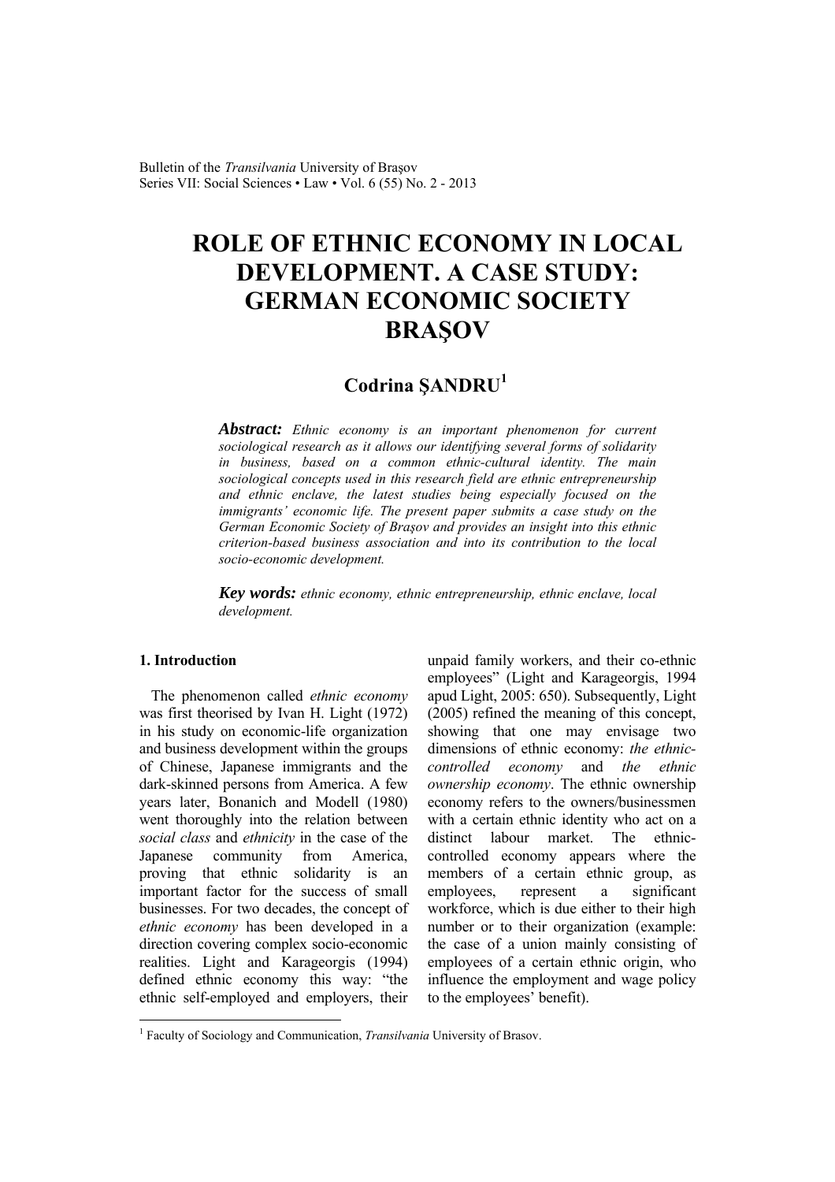# ROLE OF ETHNIC ECONOMY IN LOCAL DEVELOPMENT. A CASE STUDY: GERMAN ECONOMIC SOCIETY BRAŞOV

**Codrina ŞANDRU**[1]

***Abstract:*** *Ethnic economy is an important phenomenon for current sociological research as it allows our identifying several forms of solidarity in business, based on a common ethnic-cultural identity. The main sociological concepts used in this research field are ethnic entrepreneurship and ethnic enclave, the latest studies being especially focused on the immigrants' economic life. The present paper submits a case study on the German Economic Society of Braşov and provides an insight into this ethnic criterion-based business association and into its contribution to the local socio-economic development.*

***Key words:*** *ethnic economy, ethnic entrepreneurship, ethnic enclave, local development.*

## 1. Introduction

The phenomenon called *ethnic economy* was first theorised by Ivan H. Light (1972) in his study on economic-life organization and business development within the groups of Chinese, Japanese immigrants and the dark-skinned persons from America. A few years later, Bonanich and Modell (1980) went thoroughly into the relation between *social class* and *ethnicity* in the case of the Japanese community from America, proving that ethnic solidarity is an important factor for the success of small businesses. For two decades, the concept of *ethnic economy* has been developed in a direction covering complex socio-economic realities. Light and Karageorgis (1994) defined ethnic economy this way: "the ethnic self-employed and employers, their unpaid family workers, and their co-ethnic employees" (Light and Karageorgis, 1994 apud Light, 2005: 650). Subsequently, Light (2005) refined the meaning of this concept, showing that one may envisage two dimensions of ethnic economy: *the ethnic-controlled economy* and *the ethnic ownership economy*. The ethnic ownership economy refers to the owners/businessmen with a certain ethnic identity who act on a distinct labour market. The ethnic-controlled economy appears where the members of a certain ethnic group, as employees, represent a significant workforce, which is due either to their high number or to their organization (example: the case of a union mainly consisting of employees of a certain ethnic origin, who influence the employment and wage policy to the employees' benefit).

---

[1] Faculty of Sociology and Communication, *Transilvania* University of Brasov.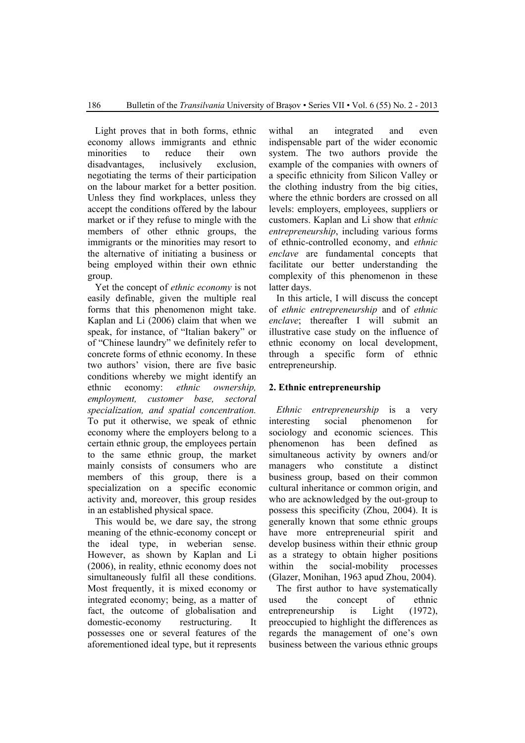Light proves that in both forms, ethnic economy allows immigrants and ethnic minorities to reduce their own disadvantages, inclusively exclusion, negotiating the terms of their participation on the labour market for a better position. Unless they find workplaces, unless they accept the conditions offered by the labour market or if they refuse to mingle with the members of other ethnic groups, the immigrants or the minorities may resort to the alternative of initiating a business or being employed within their own ethnic group.

Yet the concept of *ethnic economy* is not easily definable, given the multiple real forms that this phenomenon might take. Kaplan and Li (2006) claim that when we speak, for instance, of "Italian bakery" or of "Chinese laundry" we definitely refer to concrete forms of ethnic economy. In these two authors' vision, there are five basic conditions whereby we might identify an ethnic economy: *ethnic ownership, employment, customer base, sectoral specialization, and spatial concentration.* To put it otherwise, we speak of ethnic economy where the employers belong to a certain ethnic group, the employees pertain to the same ethnic group, the market mainly consists of consumers who are members of this group, there is a specialization on a specific economic activity and, moreover, this group resides in an established physical space.

This would be, we dare say, the strong meaning of the ethnic-economy concept or the ideal type, in weberian sense. However, as shown by Kaplan and Li (2006), in reality, ethnic economy does not simultaneously fulfil all these conditions. Most frequently, it is mixed economy or integrated economy; being, as a matter of fact, the outcome of globalisation and domestic-economy restructuring. It possesses one or several features of the aforementioned ideal type, but it represents withal an integrated and even indispensable part of the wider economic system. The two authors provide the example of the companies with owners of a specific ethnicity from Silicon Valley or the clothing industry from the big cities, where the ethnic borders are crossed on all levels: employers, employees, suppliers or customers. Kaplan and Li show that *ethnic entrepreneurship*, including various forms of ethnic-controlled economy, and *ethnic enclave* are fundamental concepts that facilitate our better understanding the complexity of this phenomenon in these latter days.

In this article, I will discuss the concept of *ethnic entrepreneurship* and of *ethnic enclave*; thereafter I will submit an illustrative case study on the influence of ethnic economy on local development, through a specific form of ethnic entrepreneurship.

## 2. Ethnic entrepreneurship

*Ethnic entrepreneurship* is a very interesting social phenomenon for sociology and economic sciences. This phenomenon has been defined as simultaneous activity by owners and/or managers who constitute a distinct business group, based on their common cultural inheritance or common origin, and who are acknowledged by the out-group to possess this specificity (Zhou, 2004). It is generally known that some ethnic groups have more entrepreneurial spirit and develop business within their ethnic group as a strategy to obtain higher positions within the social-mobility processes (Glazer, Monihan, 1963 apud Zhou, 2004).

The first author to have systematically used the concept of ethnic entrepreneurship is Light (1972), preoccupied to highlight the differences as regards the management of one's own business between the various ethnic groups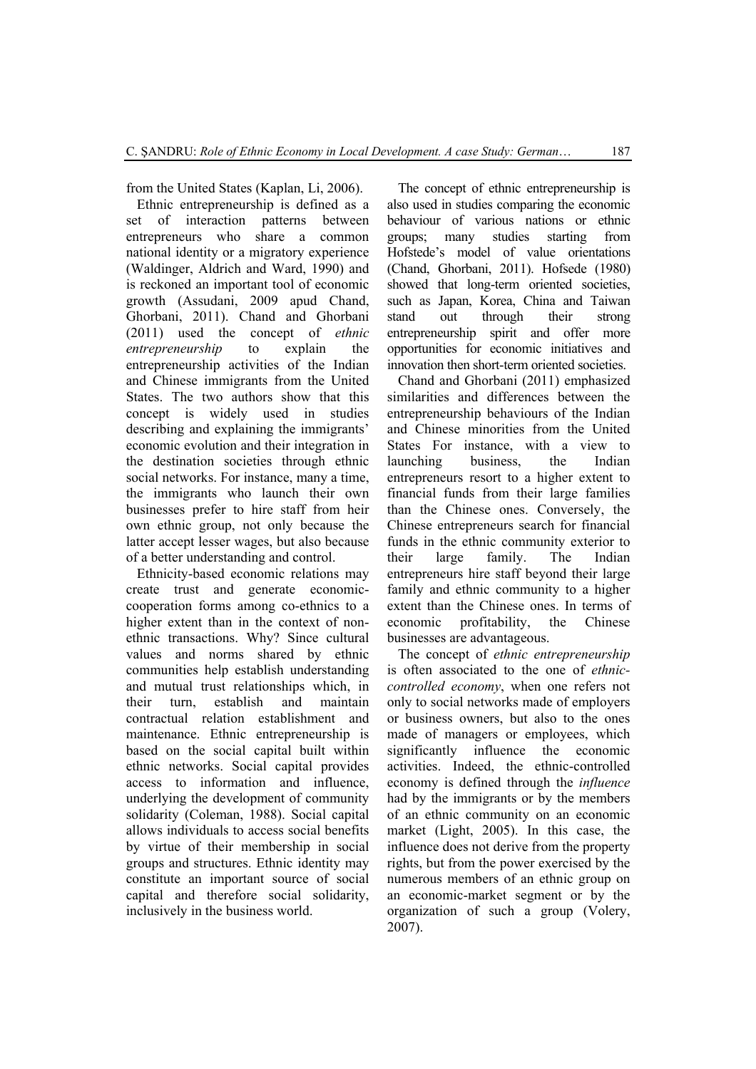from the United States (Kaplan, Li, 2006).

Ethnic entrepreneurship is defined as a set of interaction patterns between entrepreneurs who share a common national identity or a migratory experience (Waldinger, Aldrich and Ward, 1990) and is reckoned an important tool of economic growth (Assudani, 2009 apud Chand, Ghorbani, 2011). Chand and Ghorbani (2011) used the concept of *ethnic entrepreneurship* to explain the entrepreneurship activities of the Indian and Chinese immigrants from the United States. The two authors show that this concept is widely used in studies describing and explaining the immigrants' economic evolution and their integration in the destination societies through ethnic social networks. For instance, many a time, the immigrants who launch their own businesses prefer to hire staff from heir own ethnic group, not only because the latter accept lesser wages, but also because of a better understanding and control.

Ethnicity-based economic relations may create trust and generate economic-cooperation forms among co-ethnics to a higher extent than in the context of non-ethnic transactions. Why? Since cultural values and norms shared by ethnic communities help establish understanding and mutual trust relationships which, in their turn, establish and maintain contractual relation establishment and maintenance. Ethnic entrepreneurship is based on the social capital built within ethnic networks. Social capital provides access to information and influence, underlying the development of community solidarity (Coleman, 1988). Social capital allows individuals to access social benefits by virtue of their membership in social groups and structures. Ethnic identity may constitute an important source of social capital and therefore social solidarity, inclusively in the business world.

The concept of ethnic entrepreneurship is also used in studies comparing the economic behaviour of various nations or ethnic groups; many studies starting from Hofstede's model of value orientations (Chand, Ghorbani, 2011). Hofsede (1980) showed that long-term oriented societies, such as Japan, Korea, China and Taiwan stand out through their strong entrepreneurship spirit and offer more opportunities for economic initiatives and innovation then short-term oriented societies.

Chand and Ghorbani (2011) emphasized similarities and differences between the entrepreneurship behaviours of the Indian and Chinese minorities from the United States For instance, with a view to launching business, the Indian entrepreneurs resort to a higher extent to financial funds from their large families than the Chinese ones. Conversely, the Chinese entrepreneurs search for financial funds in the ethnic community exterior to their large family. The Indian entrepreneurs hire staff beyond their large family and ethnic community to a higher extent than the Chinese ones. In terms of economic profitability, the Chinese businesses are advantageous.

The concept of *ethnic entrepreneurship* is often associated to the one of *ethnic-controlled economy*, when one refers not only to social networks made of employers or business owners, but also to the ones made of managers or employees, which significantly influence the economic activities. Indeed, the ethnic-controlled economy is defined through the *influence* had by the immigrants or by the members of an ethnic community on an economic market (Light, 2005). In this case, the influence does not derive from the property rights, but from the power exercised by the numerous members of an ethnic group on an economic-market segment or by the organization of such a group (Volery, 2007).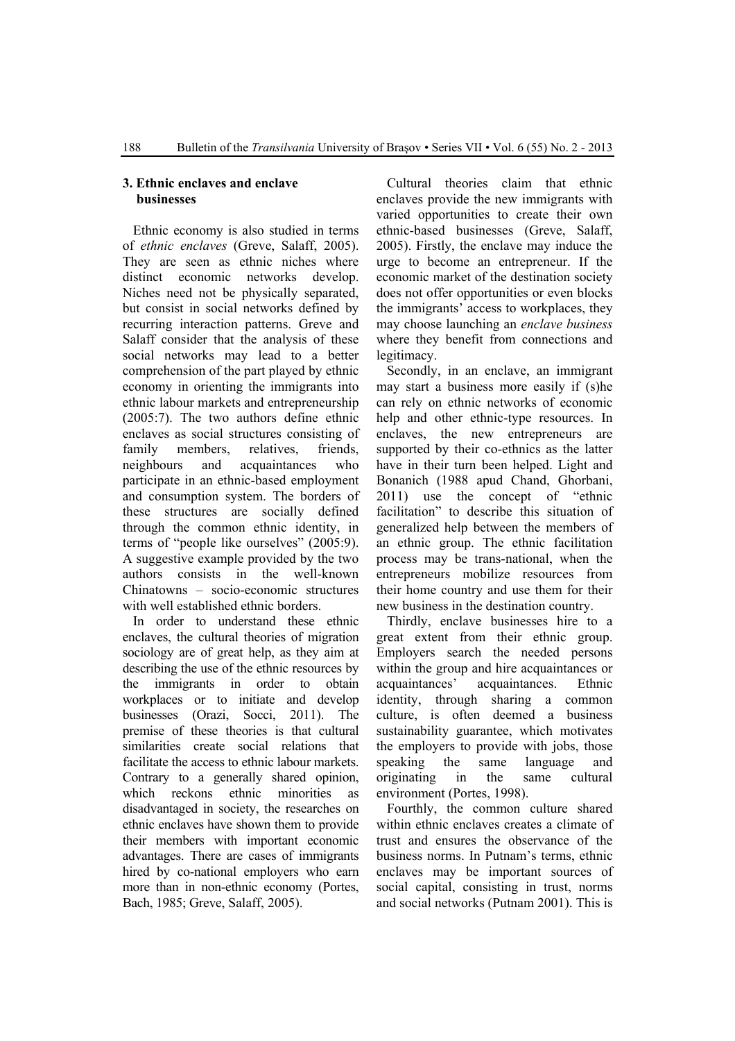## 3. Ethnic enclaves and enclave businesses

Ethnic economy is also studied in terms of *ethnic enclaves* (Greve, Salaff, 2005). They are seen as ethnic niches where distinct economic networks develop. Niches need not be physically separated, but consist in social networks defined by recurring interaction patterns. Greve and Salaff consider that the analysis of these social networks may lead to a better comprehension of the part played by ethnic economy in orienting the immigrants into ethnic labour markets and entrepreneurship (2005:7). The two authors define ethnic enclaves as social structures consisting of family members, relatives, friends, neighbours and acquaintances who participate in an ethnic-based employment and consumption system. The borders of these structures are socially defined through the common ethnic identity, in terms of "people like ourselves" (2005:9). A suggestive example provided by the two authors consists in the well-known Chinatowns – socio-economic structures with well established ethnic borders.

In order to understand these ethnic enclaves, the cultural theories of migration sociology are of great help, as they aim at describing the use of the ethnic resources by the immigrants in order to obtain workplaces or to initiate and develop businesses (Orazi, Socci, 2011). The premise of these theories is that cultural similarities create social relations that facilitate the access to ethnic labour markets. Contrary to a generally shared opinion, which reckons ethnic minorities as disadvantaged in society, the researches on ethnic enclaves have shown them to provide their members with important economic advantages. There are cases of immigrants hired by co-national employers who earn more than in non-ethnic economy (Portes, Bach, 1985; Greve, Salaff, 2005).

Cultural theories claim that ethnic enclaves provide the new immigrants with varied opportunities to create their own ethnic-based businesses (Greve, Salaff, 2005). Firstly, the enclave may induce the urge to become an entrepreneur. If the economic market of the destination society does not offer opportunities or even blocks the immigrants' access to workplaces, they may choose launching an *enclave business* where they benefit from connections and legitimacy.

Secondly, in an enclave, an immigrant may start a business more easily if (s)he can rely on ethnic networks of economic help and other ethnic-type resources. In enclaves, the new entrepreneurs are supported by their co-ethnics as the latter have in their turn been helped. Light and Bonanich (1988 apud Chand, Ghorbani, 2011) use the concept of "ethnic facilitation" to describe this situation of generalized help between the members of an ethnic group. The ethnic facilitation process may be trans-national, when the entrepreneurs mobilize resources from their home country and use them for their new business in the destination country.

Thirdly, enclave businesses hire to a great extent from their ethnic group. Employers search the needed persons within the group and hire acquaintances or acquaintances' acquaintances. Ethnic identity, through sharing a common culture, is often deemed a business sustainability guarantee, which motivates the employers to provide with jobs, those speaking the same language and originating in the same cultural environment (Portes, 1998).

Fourthly, the common culture shared within ethnic enclaves creates a climate of trust and ensures the observance of the business norms. In Putnam's terms, ethnic enclaves may be important sources of social capital, consisting in trust, norms and social networks (Putnam 2001). This is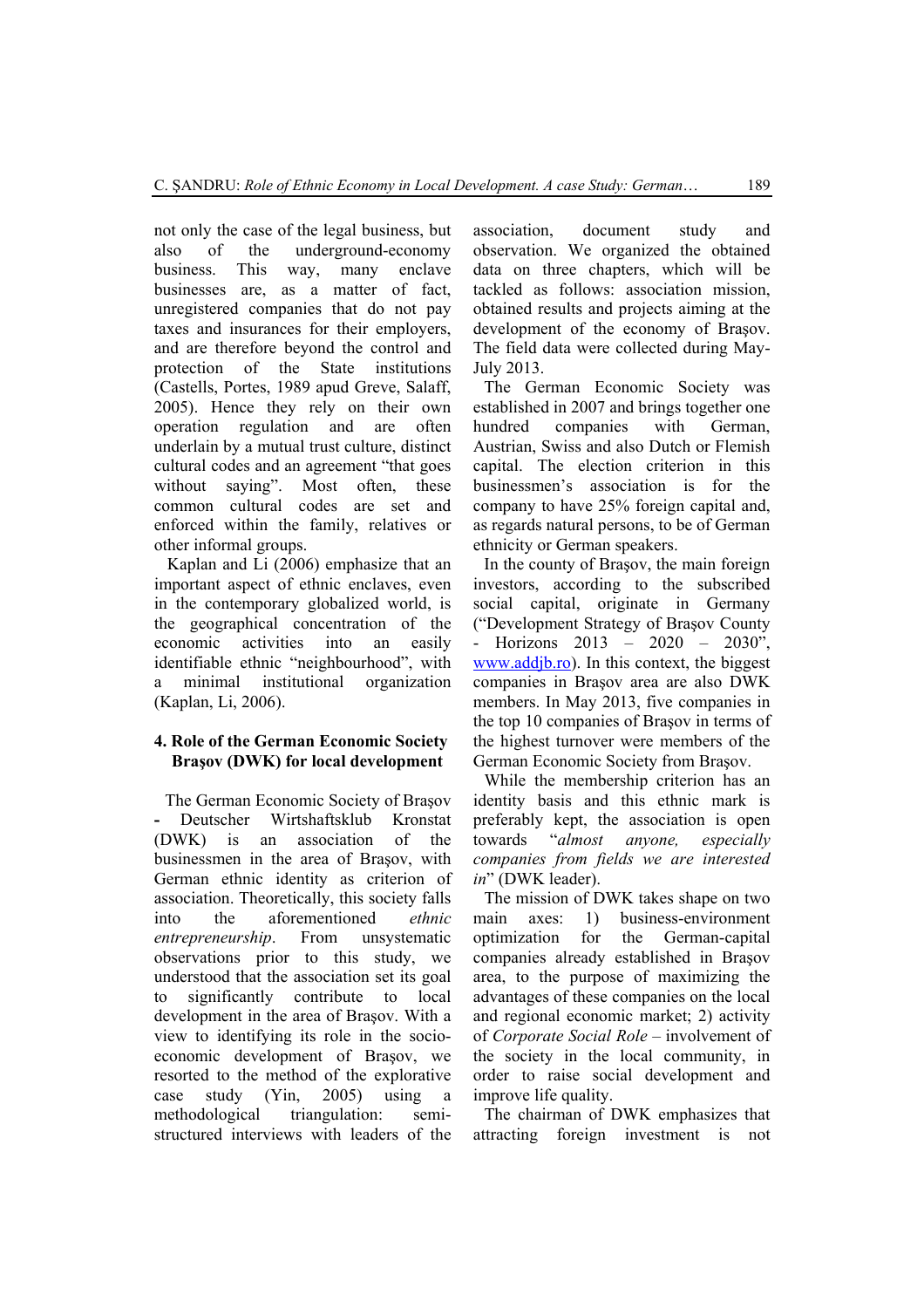not only the case of the legal business, but also of the underground-economy business. This way, many enclave businesses are, as a matter of fact, unregistered companies that do not pay taxes and insurances for their employers, and are therefore beyond the control and protection of the State institutions (Castells, Portes, 1989 apud Greve, Salaff, 2005). Hence they rely on their own operation regulation and are often underlain by a mutual trust culture, distinct cultural codes and an agreement "that goes without saying". Most often, these common cultural codes are set and enforced within the family, relatives or other informal groups.

Kaplan and Li (2006) emphasize that an important aspect of ethnic enclaves, even in the contemporary globalized world, is the geographical concentration of the economic activities into an easily identifiable ethnic "neighbourhood", with a minimal institutional organization (Kaplan, Li, 2006).

## 4. Role of the German Economic Society Braşov (DWK) for local development

The German Economic Society of Braşov - Deutscher Wirtshaftsklub Kronstat (DWK) is an association of the businessmen in the area of Braşov, with German ethnic identity as criterion of association. Theoretically, this society falls into the aforementioned *ethnic entrepreneurship*. From unsystematic observations prior to this study, we understood that the association set its goal to significantly contribute to local development in the area of Braşov. With a view to identifying its role in the socio-economic development of Braşov, we resorted to the method of the explorative case study (Yin, 2005) using a methodological triangulation: semi-structured interviews with leaders of the association, document study and observation. We organized the obtained data on three chapters, which will be tackled as follows: association mission, obtained results and projects aiming at the development of the economy of Braşov. The field data were collected during May-July 2013.

The German Economic Society was established in 2007 and brings together one hundred companies with German, Austrian, Swiss and also Dutch or Flemish capital. The election criterion in this businessmen's association is for the company to have 25% foreign capital and, as regards natural persons, to be of German ethnicity or German speakers.

In the county of Braşov, the main foreign investors, according to the subscribed social capital, originate in Germany ("Development Strategy of Braşov County - Horizons 2013 – 2020 – 2030", www.addjb.ro). In this context, the biggest companies in Braşov area are also DWK members. In May 2013, five companies in the top 10 companies of Braşov in terms of the highest turnover were members of the German Economic Society from Braşov.

While the membership criterion has an identity basis and this ethnic mark is preferably kept, the association is open towards "*almost anyone, especially companies from fields we are interested in*" (DWK leader).

The mission of DWK takes shape on two main axes: 1) business-environment optimization for the German-capital companies already established in Braşov area, to the purpose of maximizing the advantages of these companies on the local and regional economic market; 2) activity of *Corporate Social Role* – involvement of the society in the local community, in order to raise social development and improve life quality.

The chairman of DWK emphasizes that attracting foreign investment is not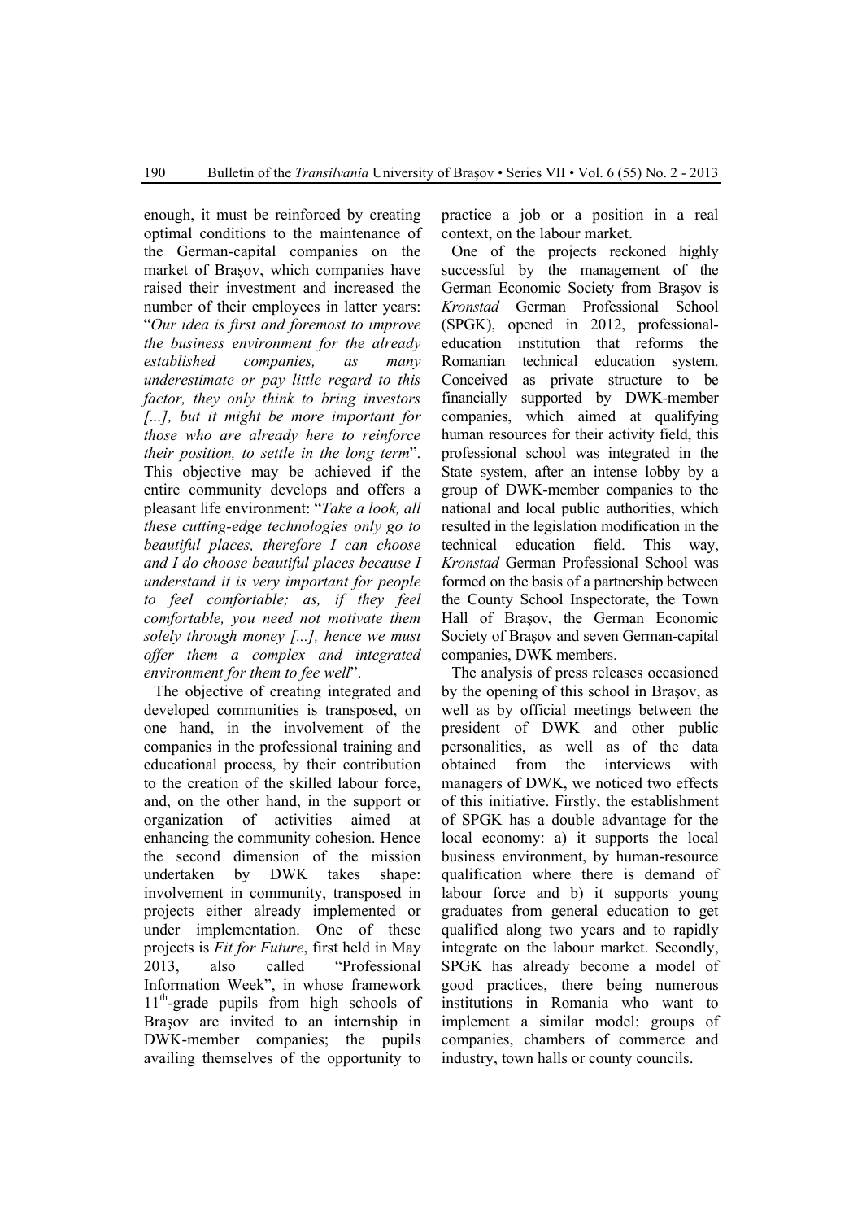enough, it must be reinforced by creating optimal conditions to the maintenance of the German-capital companies on the market of Braşov, which companies have raised their investment and increased the number of their employees in latter years: "*Our idea is first and foremost to improve the business environment for the already established companies, as many underestimate or pay little regard to this factor, they only think to bring investors [...], but it might be more important for those who are already here to reinforce their position, to settle in the long term*". This objective may be achieved if the entire community develops and offers a pleasant life environment: "*Take a look, all these cutting-edge technologies only go to beautiful places, therefore I can choose and I do choose beautiful places because I understand it is very important for people to feel comfortable; as, if they feel comfortable, you need not motivate them solely through money [...], hence we must offer them a complex and integrated environment for them to fee well*".

The objective of creating integrated and developed communities is transposed, on one hand, in the involvement of the companies in the professional training and educational process, by their contribution to the creation of the skilled labour force, and, on the other hand, in the support or organization of activities aimed at enhancing the community cohesion. Hence the second dimension of the mission undertaken by DWK takes shape: involvement in community, transposed in projects either already implemented or under implementation. One of these projects is *Fit for Future*, first held in May 2013, also called "Professional Information Week", in whose framework 11th-grade pupils from high schools of Braşov are invited to an internship in DWK-member companies; the pupils availing themselves of the opportunity to practice a job or a position in a real context, on the labour market.

One of the projects reckoned highly successful by the management of the German Economic Society from Braşov is *Kronstad* German Professional School (SPGK), opened in 2012, professional-education institution that reforms the Romanian technical education system. Conceived as private structure to be financially supported by DWK-member companies, which aimed at qualifying human resources for their activity field, this professional school was integrated in the State system, after an intense lobby by a group of DWK-member companies to the national and local public authorities, which resulted in the legislation modification in the technical education field. This way, *Kronstad* German Professional School was formed on the basis of a partnership between the County School Inspectorate, the Town Hall of Braşov, the German Economic Society of Braşov and seven German-capital companies, DWK members.

The analysis of press releases occasioned by the opening of this school in Braşov, as well as by official meetings between the president of DWK and other public personalities, as well as of the data obtained from the interviews with managers of DWK, we noticed two effects of this initiative. Firstly, the establishment of SPGK has a double advantage for the local economy: a) it supports the local business environment, by human-resource qualification where there is demand of labour force and b) it supports young graduates from general education to get qualified along two years and to rapidly integrate on the labour market. Secondly, SPGK has already become a model of good practices, there being numerous institutions in Romania who want to implement a similar model: groups of companies, chambers of commerce and industry, town halls or county councils.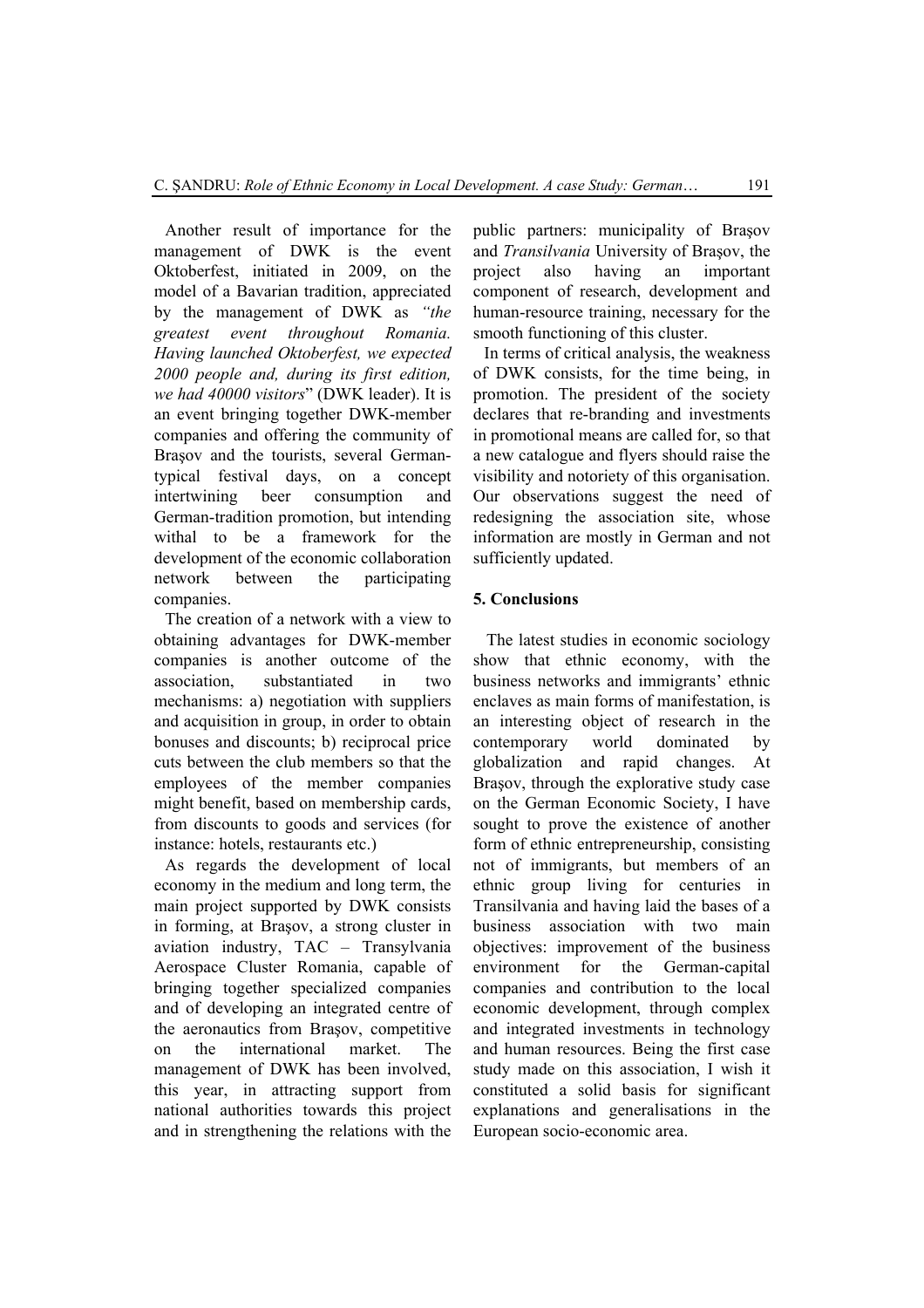Another result of importance for the management of DWK is the event Oktoberfest, initiated in 2009, on the model of a Bavarian tradition, appreciated by the management of DWK as *"the greatest event throughout Romania. Having launched Oktoberfest, we expected 2000 people and, during its first edition, we had 40000 visitors*" (DWK leader). It is an event bringing together DWK-member companies and offering the community of Braşov and the tourists, several German-typical festival days, on a concept intertwining beer consumption and German-tradition promotion, but intending withal to be a framework for the development of the economic collaboration network between the participating companies.

The creation of a network with a view to obtaining advantages for DWK-member companies is another outcome of the association, substantiated in two mechanisms: a) negotiation with suppliers and acquisition in group, in order to obtain bonuses and discounts; b) reciprocal price cuts between the club members so that the employees of the member companies might benefit, based on membership cards, from discounts to goods and services (for instance: hotels, restaurants etc.)

As regards the development of local economy in the medium and long term, the main project supported by DWK consists in forming, at Braşov, a strong cluster in aviation industry, TAC – Transylvania Aerospace Cluster Romania, capable of bringing together specialized companies and of developing an integrated centre of the aeronautics from Braşov, competitive on the international market. The management of DWK has been involved, this year, in attracting support from national authorities towards this project and in strengthening the relations with the public partners: municipality of Braşov and *Transilvania* University of Braşov, the project also having an important component of research, development and human-resource training, necessary for the smooth functioning of this cluster.

In terms of critical analysis, the weakness of DWK consists, for the time being, in promotion. The president of the society declares that re-branding and investments in promotional means are called for, so that a new catalogue and flyers should raise the visibility and notoriety of this organisation. Our observations suggest the need of redesigning the association site, whose information are mostly in German and not sufficiently updated.

## 5. Conclusions

The latest studies in economic sociology show that ethnic economy, with the business networks and immigrants' ethnic enclaves as main forms of manifestation, is an interesting object of research in the contemporary world dominated by globalization and rapid changes. At Braşov, through the explorative study case on the German Economic Society, I have sought to prove the existence of another form of ethnic entrepreneurship, consisting not of immigrants, but members of an ethnic group living for centuries in Transilvania and having laid the bases of a business association with two main objectives: improvement of the business environment for the German-capital companies and contribution to the local economic development, through complex and integrated investments in technology and human resources. Being the first case study made on this association, I wish it constituted a solid basis for significant explanations and generalisations in the European socio-economic area.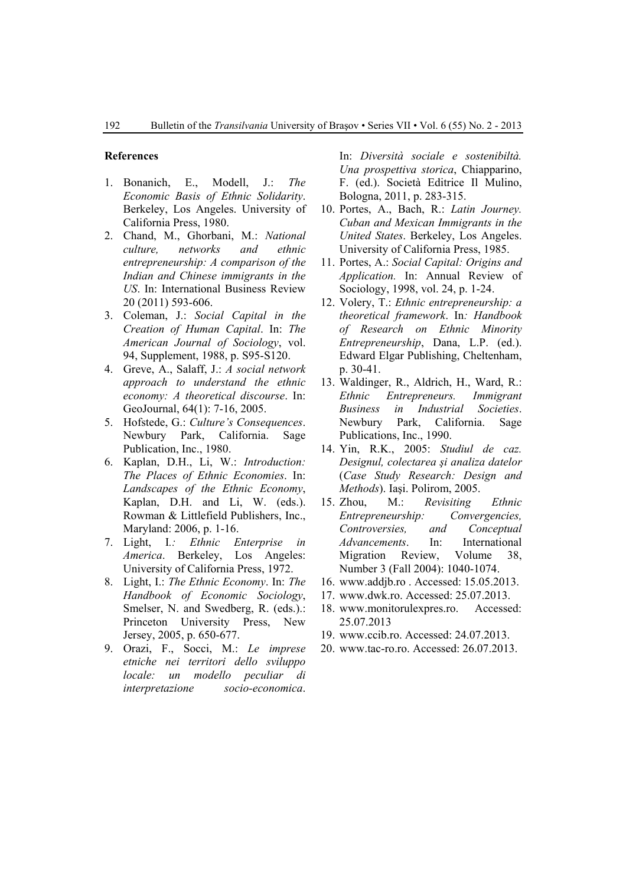## References

1. Bonanich, E., Modell, J.: *The Economic Basis of Ethnic Solidarity*. Berkeley, Los Angeles. University of California Press, 1980.
2. Chand, M., Ghorbani, M.: *National culture, networks and ethnic entrepreneurship: A comparison of the Indian and Chinese immigrants in the US*. In: International Business Review 20 (2011) 593-606.
3. Coleman, J.: *Social Capital in the Creation of Human Capital*. In: *The American Journal of Sociology*, vol. 94, Supplement, 1988, p. S95-S120.
4. Greve, A., Salaff, J.: *A social network approach to understand the ethnic economy: A theoretical discourse*. In: GeoJournal, 64(1): 7-16, 2005.
5. Hofstede, G.: *Culture's Consequences*. Newbury Park, California. Sage Publication, Inc., 1980.
6. Kaplan, D.H., Li, W.: *Introduction: The Places of Ethnic Economies*. In: *Landscapes of the Ethnic Economy*, Kaplan, D.H. and Li, W. (eds.). Rowman & Littlefield Publishers, Inc., Maryland: 2006, p. 1-16.
7. Light, I.*: Ethnic Enterprise in America*. Berkeley, Los Angeles: University of California Press, 1972.
8. Light, I.: *The Ethnic Economy*. In: *The Handbook of Economic Sociology*, Smelser, N. and Swedberg, R. (eds.).: Princeton University Press, New Jersey, 2005, p. 650-677.
9. Orazi, F., Socci, M.: *Le imprese etniche nei territori dello sviluppo locale: un modello peculiar di interpretazione socio-economica*. In: *Diversità sociale e sostenibiltà. Una prospettiva storica*, Chiapparino, F. (ed.). Società Editrice Il Mulino, Bologna, 2011, p. 283-315.
10. Portes, A., Bach, R.: *Latin Journey. Cuban and Mexican Immigrants in the United States*. Berkeley, Los Angeles. University of California Press, 1985.
11. Portes, A.: *Social Capital: Origins and Application.* In: Annual Review of Sociology, 1998, vol. 24, p. 1-24.
12. Volery, T.: *Ethnic entrepreneurship: a theoretical framework*. In*: Handbook of Research on Ethnic Minority Entrepreneurship*, Dana, L.P. (ed.). Edward Elgar Publishing, Cheltenham, p. 30-41.
13. Waldinger, R., Aldrich, H., Ward, R.: *Ethnic Entrepreneurs. Immigrant Business in Industrial Societies*. Newbury Park, California. Sage Publications, Inc., 1990.
14. Yin, R.K., 2005: *Studiul de caz. Designul, colectarea şi analiza datelor* (*Case Study Research: Design and Methods*). Iaşi. Polirom, 2005.
15. Zhou, M.: *Revisiting Ethnic Entrepreneurship: Convergencies, Controversies, and Conceptual Advancements*. In: International Migration Review, Volume 38, Number 3 (Fall 2004): 1040-1074.
16. www.addjb.ro . Accessed: 15.05.2013.
17. www.dwk.ro. Accessed: 25.07.2013.
18. www.monitorulexpres.ro. Accessed: 25.07.2013
19. www.ccib.ro. Accessed: 24.07.2013.
20. www.tac-ro.ro. Accessed: 26.07.2013.